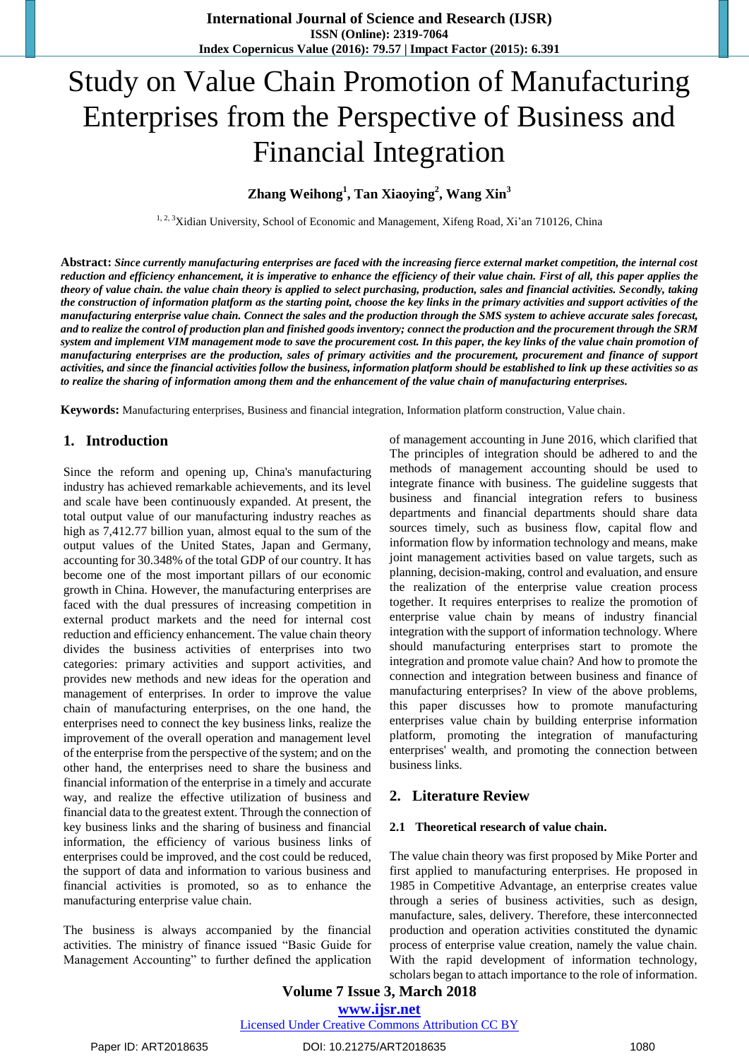# Study on Value Chain Promotion of Manufacturing Enterprises from the Perspective of Business and Financial Integration

**Zhang Weihong[1], Tan Xiaoying[2], Wang Xin[3]**

[1, 2, 3]Xidian University, School of Economic and Management, Xifeng Road, Xi'an 710126, China

**Abstract:** ***Since currently manufacturing enterprises are faced with the increasing fierce external market competition, the internal cost reduction and efficiency enhancement, it is imperative to enhance the efficiency of their value chain. First of all, this paper applies the theory of value chain. the value chain theory is applied to select purchasing, production, sales and financial activities. Secondly, taking the construction of information platform as the starting point, choose the key links in the primary activities and support activities of the manufacturing enterprise value chain. Connect the sales and the production through the SMS system to achieve accurate sales forecast, and to realize the control of production plan and finished goods inventory; connect the production and the procurement through the SRM system and implement VIM management mode to save the procurement cost. In this paper, the key links of the value chain promotion of manufacturing enterprises are the production, sales of primary activities and the procurement, procurement and finance of support activities, and since the financial activities follow the business, information platform should be established to link up these activities so as to realize the sharing of information among them and the enhancement of the value chain of manufacturing enterprises.***

**Keywords:** Manufacturing enterprises, Business and financial integration, Information platform construction, Value chain.

## 1. Introduction

Since the reform and opening up, China's manufacturing industry has achieved remarkable achievements, and its level and scale have been continuously expanded. At present, the total output value of our manufacturing industry reaches as high as 7,412.77 billion yuan, almost equal to the sum of the output values of the United States, Japan and Germany, accounting for 30.348% of the total GDP of our country. It has become one of the most important pillars of our economic growth in China. However, the manufacturing enterprises are faced with the dual pressures of increasing competition in external product markets and the need for internal cost reduction and efficiency enhancement. The value chain theory divides the business activities of enterprises into two categories: primary activities and support activities, and provides new methods and new ideas for the operation and management of enterprises. In order to improve the value chain of manufacturing enterprises, on the one hand, the enterprises need to connect the key business links, realize the improvement of the overall operation and management level of the enterprise from the perspective of the system; and on the other hand, the enterprises need to share the business and financial information of the enterprise in a timely and accurate way, and realize the effective utilization of business and financial data to the greatest extent. Through the connection of key business links and the sharing of business and financial information, the efficiency of various business links of enterprises could be improved, and the cost could be reduced, the support of data and information to various business and financial activities is promoted, so as to enhance the manufacturing enterprise value chain.

The business is always accompanied by the financial activities. The ministry of finance issued "Basic Guide for Management Accounting" to further defined the application of management accounting in June 2016, which clarified that The principles of integration should be adhered to and the methods of management accounting should be used to integrate finance with business. The guideline suggests that business and financial integration refers to business departments and financial departments should share data sources timely, such as business flow, capital flow and information flow by information technology and means, make joint management activities based on value targets, such as planning, decision-making, control and evaluation, and ensure the realization of the enterprise value creation process together. It requires enterprises to realize the promotion of enterprise value chain by means of industry financial integration with the support of information technology. Where should manufacturing enterprises start to promote the integration and promote value chain? And how to promote the connection and integration between business and finance of manufacturing enterprises? In view of the above problems, this paper discusses how to promote manufacturing enterprises value chain by building enterprise information platform, promoting the integration of manufacturing enterprises' wealth, and promoting the connection between business links.

## 2. Literature Review

### 2.1 Theoretical research of value chain.

The value chain theory was first proposed by Mike Porter and first applied to manufacturing enterprises. He proposed in 1985 in Competitive Advantage, an enterprise creates value through a series of business activities, such as design, manufacture, sales, delivery. Therefore, these interconnected production and operation activities constituted the dynamic process of enterprise value creation, namely the value chain. With the rapid development of information technology, scholars began to attach importance to the role of information.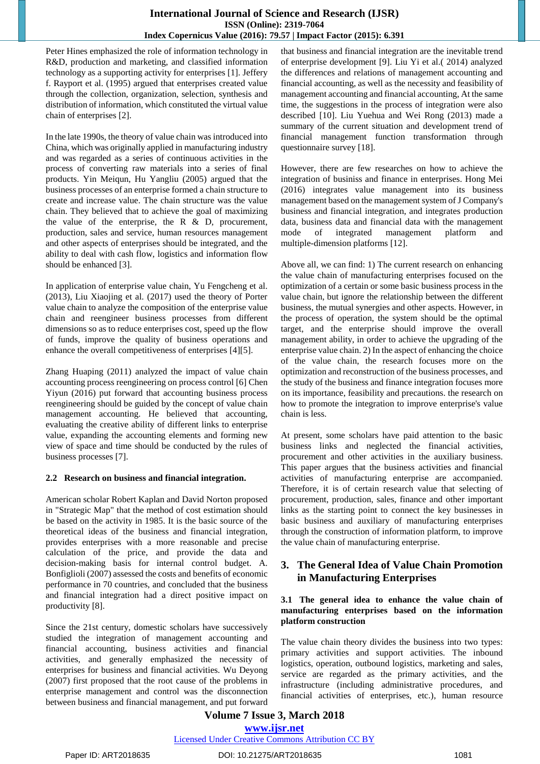Peter Hines emphasized the role of information technology in R&D, production and marketing, and classified information technology as a supporting activity for enterprises [1]. Jeffery f. Rayport et al. (1995) argued that enterprises created value through the collection, organization, selection, synthesis and distribution of information, which constituted the virtual value chain of enterprises [2].

In the late 1990s, the theory of value chain was introduced into China, which was originally applied in manufacturing industry and was regarded as a series of continuous activities in the process of converting raw materials into a series of final products. Yin Meiqun, Hu Yangliu (2005) argued that the business processes of an enterprise formed a chain structure to create and increase value. The chain structure was the value chain. They believed that to achieve the goal of maximizing the value of the enterprise, the R & D, procurement, production, sales and service, human resources management and other aspects of enterprises should be integrated, and the ability to deal with cash flow, logistics and information flow should be enhanced [3].

In application of enterprise value chain, Yu Fengcheng et al. (2013), Liu Xiaojing et al. (2017) used the theory of Porter value chain to analyze the composition of the enterprise value chain and reengineer business processes from different dimensions so as to reduce enterprises cost, speed up the flow of funds, improve the quality of business operations and enhance the overall competitiveness of enterprises [4][5].

Zhang Huaping (2011) analyzed the impact of value chain accounting process reengineering on process control [6] Chen Yiyun (2016) put forward that accounting business process reengineering should be guided by the concept of value chain management accounting. He believed that accounting, evaluating the creative ability of different links to enterprise value, expanding the accounting elements and forming new view of space and time should be conducted by the rules of business processes [7].

### 2.2 Research on business and financial integration.

American scholar Robert Kaplan and David Norton proposed in "Strategic Map" that the method of cost estimation should be based on the activity in 1985. It is the basic source of the theoretical ideas of the business and financial integration, provides enterprises with a more reasonable and precise calculation of the price, and provide the data and decision-making basis for internal control budget. A. Bonfiglioli (2007) assessed the costs and benefits of economic performance in 70 countries, and concluded that the business and financial integration had a direct positive impact on productivity [8].

Since the 21st century, domestic scholars have successively studied the integration of management accounting and financial accounting, business activities and financial activities, and generally emphasized the necessity of enterprises for business and financial activities. Wu Deyong (2007) first proposed that the root cause of the problems in enterprise management and control was the disconnection between business and financial management, and put forward that business and financial integration are the inevitable trend of enterprise development [9]. Liu Yi et al.( 2014) analyzed the differences and relations of management accounting and financial accounting, as well as the necessity and feasibility of management accounting and financial accounting, At the same time, the suggestions in the process of integration were also described [10]. Liu Yuehua and Wei Rong (2013) made a summary of the current situation and development trend of financial management function transformation through questionnaire survey [18].

However, there are few researches on how to achieve the integration of businiss and finance in enterprises. Hong Mei (2016) integrates value management into its business management based on the management system of J Company's business and financial integration, and integrates production data, business data and financial data with the management mode of integrated management platform and multiple-dimension platforms [12].

Above all, we can find: 1) The current research on enhancing the value chain of manufacturing enterprises focused on the optimization of a certain or some basic business process in the value chain, but ignore the relationship between the different business, the mutual synergies and other aspects. However, in the process of operation, the system should be the optimal target, and the enterprise should improve the overall management ability, in order to achieve the upgrading of the enterprise value chain. 2) In the aspect of enhancing the choice of the value chain, the research focuses more on the optimization and reconstruction of the business processes, and the study of the business and finance integration focuses more on its importance, feasibility and precautions. the research on how to promote the integration to improve enterprise's value chain is less.

At present, some scholars have paid attention to the basic business links and neglected the financial activities, procurement and other activities in the auxiliary business. This paper argues that the business activities and financial activities of manufacturing enterprise are accompanied. Therefore, it is of certain research value that selecting of procurement, production, sales, finance and other important links as the starting point to connect the key businesses in basic business and auxiliary of manufacturing enterprises through the construction of information platform, to improve the value chain of manufacturing enterprise.

## 3. The General Idea of Value Chain Promotion in Manufacturing Enterprises

### 3.1 The general idea to enhance the value chain of manufacturing enterprises based on the information platform construction

The value chain theory divides the business into two types: primary activities and support activities. The inbound logistics, operation, outbound logistics, marketing and sales, service are regarded as the primary activities, and the infrastructure (including administrative procedures, and financial activities of enterprises, etc.), human resource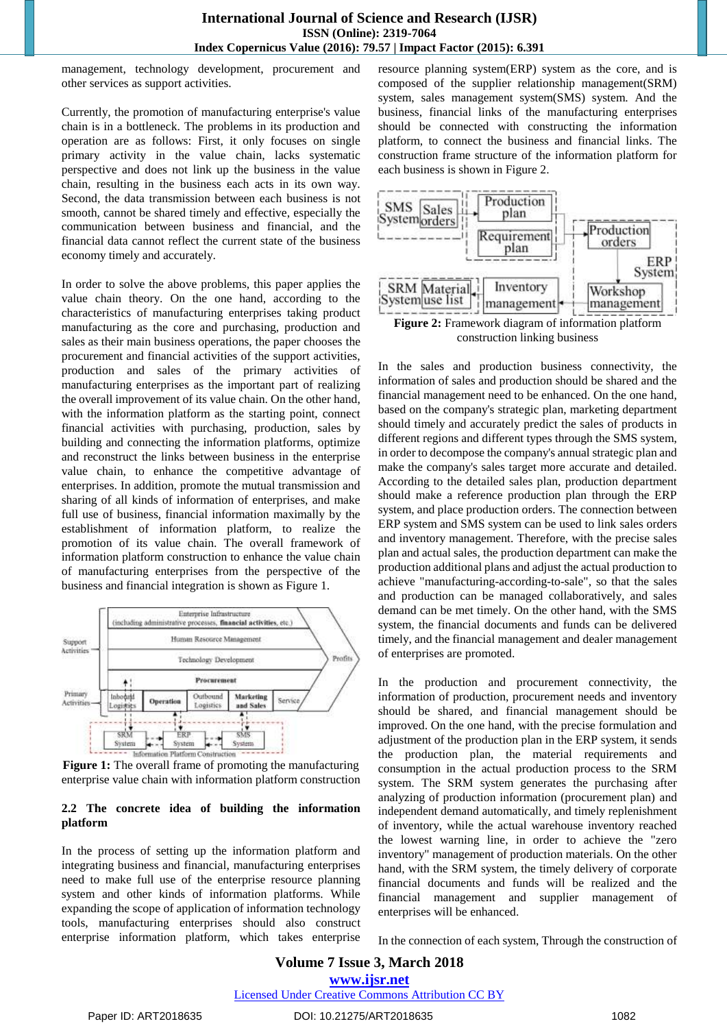management, technology development, procurement and other services as support activities.

Currently, the promotion of manufacturing enterprise's value chain is in a bottleneck. The problems in its production and operation are as follows: First, it only focuses on single primary activity in the value chain, lacks systematic perspective and does not link up the business in the value chain, resulting in the business each acts in its own way. Second, the data transmission between each business is not smooth, cannot be shared timely and effective, especially the communication between business and financial, and the financial data cannot reflect the current state of the business economy timely and accurately.

In order to solve the above problems, this paper applies the value chain theory. On the one hand, according to the characteristics of manufacturing enterprises taking product manufacturing as the core and purchasing, production and sales as their main business operations, the paper chooses the procurement and financial activities of the support activities, production and sales of the primary activities of manufacturing enterprises as the important part of realizing the overall improvement of its value chain. On the other hand, with the information platform as the starting point, connect financial activities with purchasing, production, sales by building and connecting the information platforms, optimize and reconstruct the links between business in the enterprise value chain, to enhance the competitive advantage of enterprises. In addition, promote the mutual transmission and sharing of all kinds of information of enterprises, and make full use of business, financial information maximally by the establishment of information platform, to realize the promotion of its value chain. The overall framework of information platform construction to enhance the value chain of manufacturing enterprises from the perspective of the business and financial integration is shown as Figure 1.

**Figure 1:** The overall frame of promoting the manufacturing enterprise value chain with information platform construction

### 2.2 The concrete idea of building the information platform

In the process of setting up the information platform and integrating business and financial, manufacturing enterprises need to make full use of the enterprise resource planning system and other kinds of information platforms. While expanding the scope of application of information technology tools, manufacturing enterprises should also construct enterprise information platform, which takes enterprise resource planning system(ERP) system as the core, and is composed of the supplier relationship management(SRM) system, sales management system(SMS) system. And the business, financial links of the manufacturing enterprises should be connected with constructing the information platform, to connect the business and financial links. The construction frame structure of the information platform for each business is shown in Figure 2.

**Figure 2:** Framework diagram of information platform construction linking business

In the sales and production business connectivity, the information of sales and production should be shared and the financial management need to be enhanced. On the one hand, based on the company's strategic plan, marketing department should timely and accurately predict the sales of products in different regions and different types through the SMS system, in order to decompose the company's annual strategic plan and make the company's sales target more accurate and detailed. According to the detailed sales plan, production department should make a reference production plan through the ERP system, and place production orders. The connection between ERP system and SMS system can be used to link sales orders and inventory management. Therefore, with the precise sales plan and actual sales, the production department can make the production additional plans and adjust the actual production to achieve "manufacturing-according-to-sale", so that the sales and production can be managed collaboratively, and sales demand can be met timely. On the other hand, with the SMS system, the financial documents and funds can be delivered timely, and the financial management and dealer management of enterprises are promoted.

In the production and procurement connectivity, the information of production, procurement needs and inventory should be shared, and financial management should be improved. On the one hand, with the precise formulation and adjustment of the production plan in the ERP system, it sends the production plan, the material requirements and consumption in the actual production process to the SRM system. The SRM system generates the purchasing after analyzing of production information (procurement plan) and independent demand automatically, and timely replenishment of inventory, while the actual warehouse inventory reached the lowest warning line, in order to achieve the "zero inventory" management of production materials. On the other hand, with the SRM system, the timely delivery of corporate financial documents and funds will be realized and the financial management and supplier management of enterprises will be enhanced.

In the connection of each system, Through the construction of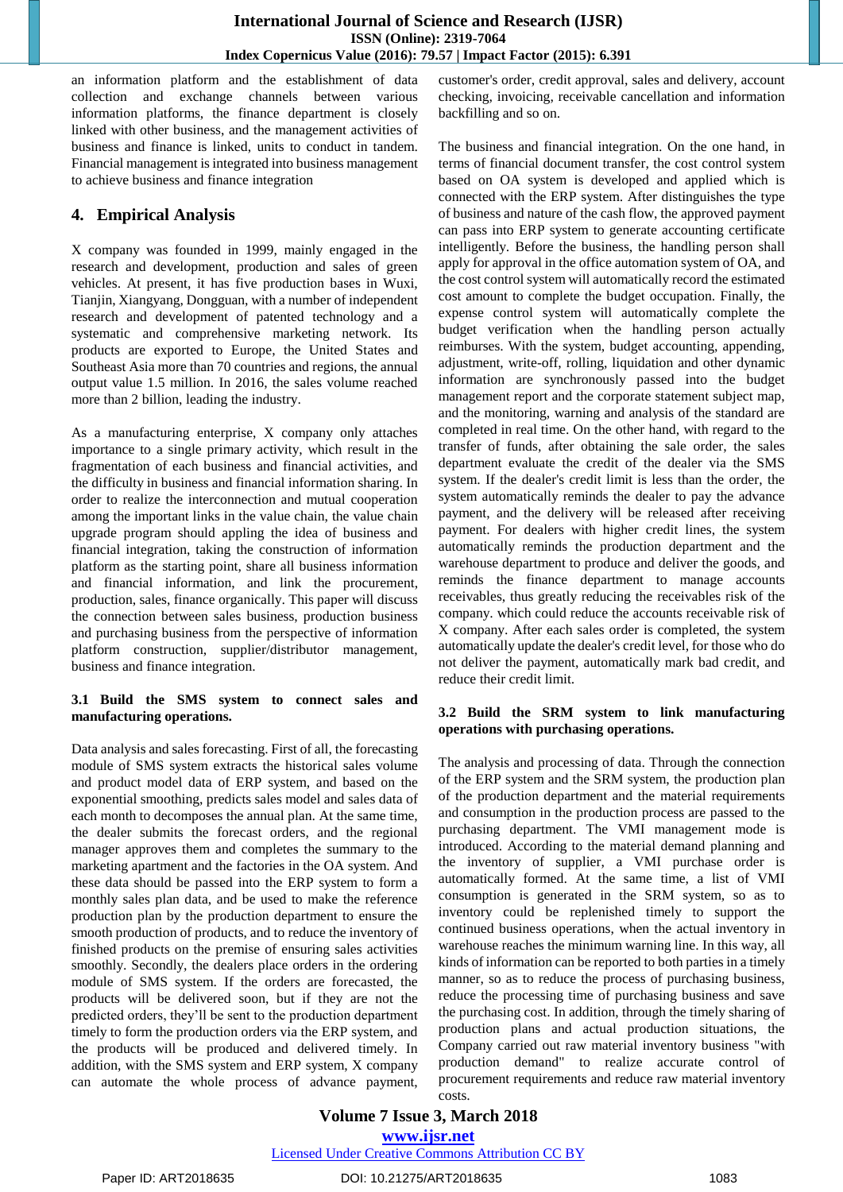an information platform and the establishment of data collection and exchange channels between various information platforms, the finance department is closely linked with other business, and the management activities of business and finance is linked, units to conduct in tandem. Financial management is integrated into business management to achieve business and finance integration

## 4. Empirical Analysis

X company was founded in 1999, mainly engaged in the research and development, production and sales of green vehicles. At present, it has five production bases in Wuxi, Tianjin, Xiangyang, Dongguan, with a number of independent research and development of patented technology and a systematic and comprehensive marketing network. Its products are exported to Europe, the United States and Southeast Asia more than 70 countries and regions, the annual output value 1.5 million. In 2016, the sales volume reached more than 2 billion, leading the industry.

As a manufacturing enterprise, X company only attaches importance to a single primary activity, which result in the fragmentation of each business and financial activities, and the difficulty in business and financial information sharing. In order to realize the interconnection and mutual cooperation among the important links in the value chain, the value chain upgrade program should appling the idea of business and financial integration, taking the construction of information platform as the starting point, share all business information and financial information, and link the procurement, production, sales, finance organically. This paper will discuss the connection between sales business, production business and purchasing business from the perspective of information platform construction, supplier/distributor management, business and finance integration.

### 3.1 Build the SMS system to connect sales and manufacturing operations.

Data analysis and sales forecasting. First of all, the forecasting module of SMS system extracts the historical sales volume and product model data of ERP system, and based on the exponential smoothing, predicts sales model and sales data of each month to decomposes the annual plan. At the same time, the dealer submits the forecast orders, and the regional manager approves them and completes the summary to the marketing apartment and the factories in the OA system. And these data should be passed into the ERP system to form a monthly sales plan data, and be used to make the reference production plan by the production department to ensure the smooth production of products, and to reduce the inventory of finished products on the premise of ensuring sales activities smoothly. Secondly, the dealers place orders in the ordering module of SMS system. If the orders are forecasted, the products will be delivered soon, but if they are not the predicted orders, they'll be sent to the production department timely to form the production orders via the ERP system, and the products will be produced and delivered timely. In addition, with the SMS system and ERP system, X company can automate the whole process of advance payment, customer's order, credit approval, sales and delivery, account checking, invoicing, receivable cancellation and information backfilling and so on.

The business and financial integration. On the one hand, in terms of financial document transfer, the cost control system based on OA system is developed and applied which is connected with the ERP system. After distinguishes the type of business and nature of the cash flow, the approved payment can pass into ERP system to generate accounting certificate intelligently. Before the business, the handling person shall apply for approval in the office automation system of OA, and the cost control system will automatically record the estimated cost amount to complete the budget occupation. Finally, the expense control system will automatically complete the budget verification when the handling person actually reimburses. With the system, budget accounting, appending, adjustment, write-off, rolling, liquidation and other dynamic information are synchronously passed into the budget management report and the corporate statement subject map, and the monitoring, warning and analysis of the standard are completed in real time. On the other hand, with regard to the transfer of funds, after obtaining the sale order, the sales department evaluate the credit of the dealer via the SMS system. If the dealer's credit limit is less than the order, the system automatically reminds the dealer to pay the advance payment, and the delivery will be released after receiving payment. For dealers with higher credit lines, the system automatically reminds the production department and the warehouse department to produce and deliver the goods, and reminds the finance department to manage accounts receivables, thus greatly reducing the receivables risk of the company. which could reduce the accounts receivable risk of X company. After each sales order is completed, the system automatically update the dealer's credit level, for those who do not deliver the payment, automatically mark bad credit, and reduce their credit limit.

### 3.2 Build the SRM system to link manufacturing operations with purchasing operations.

The analysis and processing of data. Through the connection of the ERP system and the SRM system, the production plan of the production department and the material requirements and consumption in the production process are passed to the purchasing department. The VMI management mode is introduced. According to the material demand planning and the inventory of supplier, a VMI purchase order is automatically formed. At the same time, a list of VMI consumption is generated in the SRM system, so as to inventory could be replenished timely to support the continued business operations, when the actual inventory in warehouse reaches the minimum warning line. In this way, all kinds of information can be reported to both parties in a timely manner, so as to reduce the process of purchasing business, reduce the processing time of purchasing business and save the purchasing cost. In addition, through the timely sharing of production plans and actual production situations, the Company carried out raw material inventory business "with production demand" to realize accurate control of procurement requirements and reduce raw material inventory costs.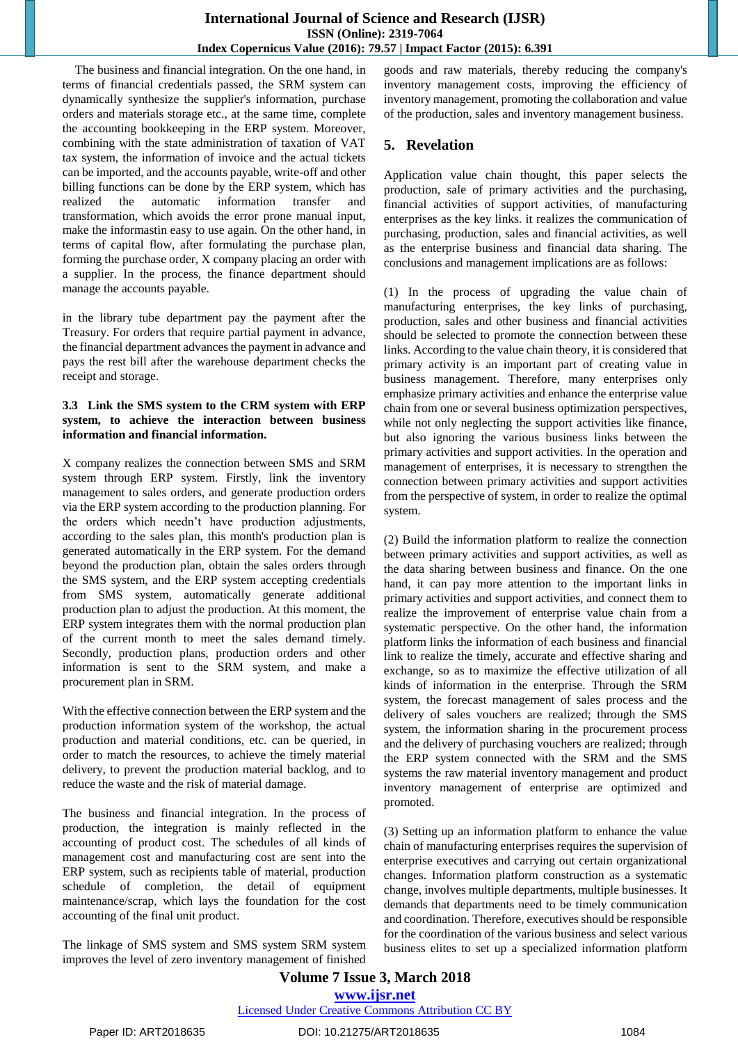The business and financial integration. On the one hand, in terms of financial credentials passed, the SRM system can dynamically synthesize the supplier's information, purchase orders and materials storage etc., at the same time, complete the accounting bookkeeping in the ERP system. Moreover, combining with the state administration of taxation of VAT tax system, the information of invoice and the actual tickets can be imported, and the accounts payable, write-off and other billing functions can be done by the ERP system, which has realized the automatic information transfer and transformation, which avoids the error prone manual input, make the informastin easy to use again. On the other hand, in terms of capital flow, after formulating the purchase plan, forming the purchase order, X company placing an order with a supplier. In the process, the finance department should manage the accounts payable.

in the library tube department pay the payment after the Treasury. For orders that require partial payment in advance, the financial department advances the payment in advance and pays the rest bill after the warehouse department checks the receipt and storage.

### 3.3 Link the SMS system to the CRM system with ERP system, to achieve the interaction between business information and financial information.

X company realizes the connection between SMS and SRM system through ERP system. Firstly, link the inventory management to sales orders, and generate production orders via the ERP system according to the production planning. For the orders which needn't have production adjustments, according to the sales plan, this month's production plan is generated automatically in the ERP system. For the demand beyond the production plan, obtain the sales orders through the SMS system, and the ERP system accepting credentials from SMS system, automatically generate additional production plan to adjust the production. At this moment, the ERP system integrates them with the normal production plan of the current month to meet the sales demand timely. Secondly, production plans, production orders and other information is sent to the SRM system, and make a procurement plan in SRM.

With the effective connection between the ERP system and the production information system of the workshop, the actual production and material conditions, etc. can be queried, in order to match the resources, to achieve the timely material delivery, to prevent the production material backlog, and to reduce the waste and the risk of material damage.

The business and financial integration. In the process of production, the integration is mainly reflected in the accounting of product cost. The schedules of all kinds of management cost and manufacturing cost are sent into the ERP system, such as recipients table of material, production schedule of completion, the detail of equipment maintenance/scrap, which lays the foundation for the cost accounting of the final unit product.

The linkage of SMS system and SMS system SRM system improves the level of zero inventory management of finished goods and raw materials, thereby reducing the company's inventory management costs, improving the efficiency of inventory management, promoting the collaboration and value of the production, sales and inventory management business.

## 5. Revelation

Application value chain thought, this paper selects the production, sale of primary activities and the purchasing, financial activities of support activities, of manufacturing enterprises as the key links. it realizes the communication of purchasing, production, sales and financial activities, as well as the enterprise business and financial data sharing. The conclusions and management implications are as follows:

(1) In the process of upgrading the value chain of manufacturing enterprises, the key links of purchasing, production, sales and other business and financial activities should be selected to promote the connection between these links. According to the value chain theory, it is considered that primary activity is an important part of creating value in business management. Therefore, many enterprises only emphasize primary activities and enhance the enterprise value chain from one or several business optimization perspectives, while not only neglecting the support activities like finance, but also ignoring the various business links between the primary activities and support activities. In the operation and management of enterprises, it is necessary to strengthen the connection between primary activities and support activities from the perspective of system, in order to realize the optimal system.

(2) Build the information platform to realize the connection between primary activities and support activities, as well as the data sharing between business and finance. On the one hand, it can pay more attention to the important links in primary activities and support activities, and connect them to realize the improvement of enterprise value chain from a systematic perspective. On the other hand, the information platform links the information of each business and financial link to realize the timely, accurate and effective sharing and exchange, so as to maximize the effective utilization of all kinds of information in the enterprise. Through the SRM system, the forecast management of sales process and the delivery of sales vouchers are realized; through the SMS system, the information sharing in the procurement process and the delivery of purchasing vouchers are realized; through the ERP system connected with the SRM and the SMS systems the raw material inventory management and product inventory management of enterprise are optimized and promoted.

(3) Setting up an information platform to enhance the value chain of manufacturing enterprises requires the supervision of enterprise executives and carrying out certain organizational changes. Information platform construction as a systematic change, involves multiple departments, multiple businesses. It demands that departments need to be timely communication and coordination. Therefore, executives should be responsible for the coordination of the various business and select various business elites to set up a specialized information platform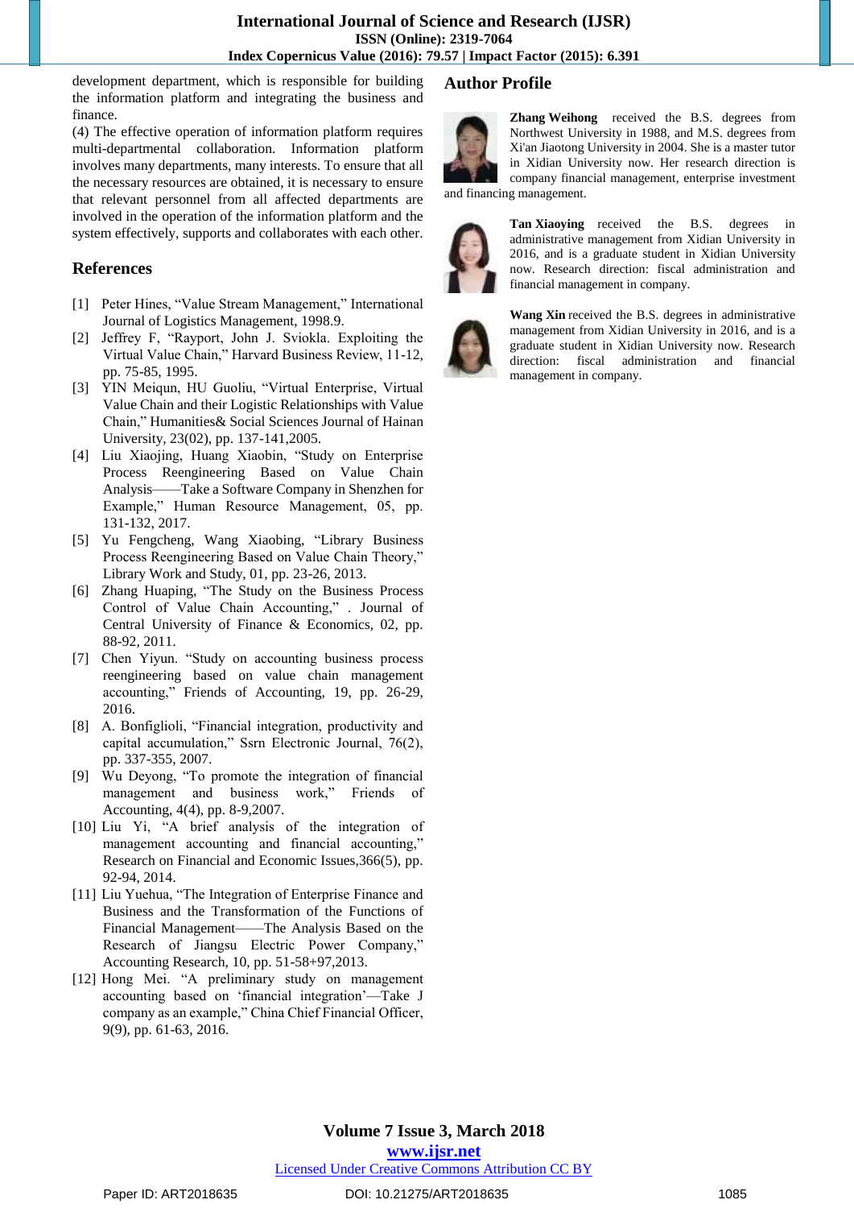development department, which is responsible for building the information platform and integrating the business and finance.

(4) The effective operation of information platform requires multi-departmental collaboration. Information platform involves many departments, many interests. To ensure that all the necessary resources are obtained, it is necessary to ensure that relevant personnel from all affected departments are involved in the operation of the information platform and the system effectively, supports and collaborates with each other.

## References

[1] Peter Hines, "Value Stream Management," International Journal of Logistics Management, 1998.9.

[2] Jeffrey F, "Rayport, John J. Sviokla. Exploiting the Virtual Value Chain," Harvard Business Review, 11-12, pp. 75-85, 1995.

[3] YIN Meiqun, HU Guoliu, "Virtual Enterprise, Virtual Value Chain and their Logistic Relationships with Value Chain," Humanities& Social Sciences Journal of Hainan University, 23(02), pp. 137-141,2005.

[4] Liu Xiaojing, Huang Xiaobin, "Study on Enterprise Process Reengineering Based on Value Chain Analysis——Take a Software Company in Shenzhen for Example," Human Resource Management, 05, pp. 131-132, 2017.

[5] Yu Fengcheng, Wang Xiaobing, "Library Business Process Reengineering Based on Value Chain Theory," Library Work and Study, 01, pp. 23-26, 2013.

[6] Zhang Huaping, "The Study on the Business Process Control of Value Chain Accounting," . Journal of Central University of Finance & Economics, 02, pp. 88-92, 2011.

[7] Chen Yiyun. "Study on accounting business process reengineering based on value chain management accounting," Friends of Accounting, 19, pp. 26-29, 2016.

[8] A. Bonfiglioli, "Financial integration, productivity and capital accumulation," Ssrn Electronic Journal, 76(2), pp. 337-355, 2007.

[9] Wu Deyong, "To promote the integration of financial management and business work," Friends of Accounting, 4(4), pp. 8-9,2007.

[10] Liu Yi, "A brief analysis of the integration of management accounting and financial accounting," Research on Financial and Economic Issues,366(5), pp. 92-94, 2014.

[11] Liu Yuehua, "The Integration of Enterprise Finance and Business and the Transformation of the Functions of Financial Management——The Analysis Based on the Research of Jiangsu Electric Power Company," Accounting Research, 10, pp. 51-58+97,2013.

[12] Hong Mei. "A preliminary study on management accounting based on 'financial integration'—Take J company as an example," China Chief Financial Officer, 9(9), pp. 61-63, 2016.

## Author Profile

**Zhang Weihong** received the B.S. degrees from Northwest University in 1988, and M.S. degrees from Xi'an Jiaotong University in 2004. She is a master tutor in Xidian University now. Her research direction is company financial management, enterprise investment and financing management.

**Tan Xiaoying** received the B.S. degrees in administrative management from Xidian University in 2016, and is a graduate student in Xidian University now. Research direction: fiscal administration and financial management in company.

**Wang Xin** received the B.S. degrees in administrative management from Xidian University in 2016, and is a graduate student in Xidian University now. Research direction: fiscal administration and financial management in company.